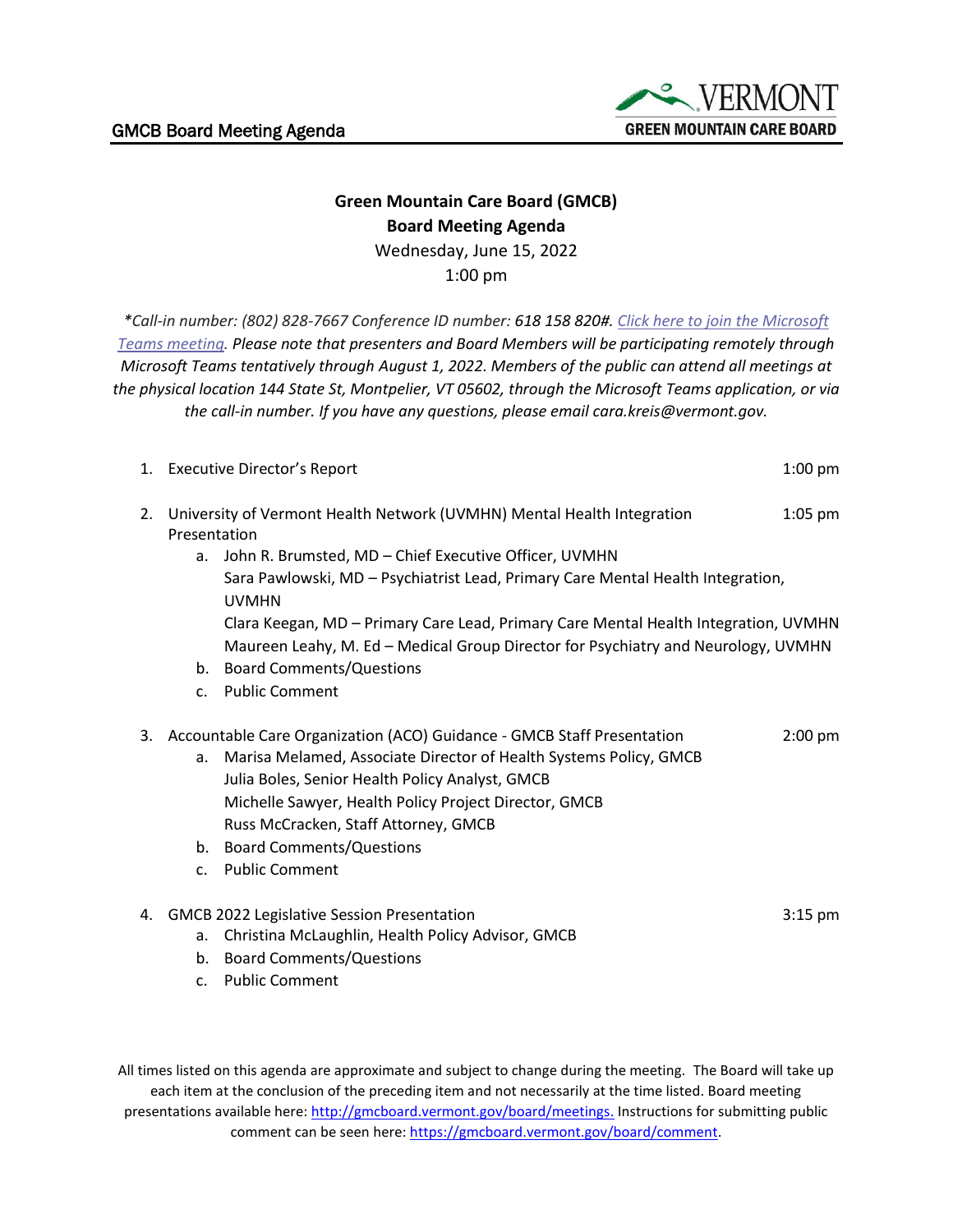# Green Mountain Care Board (GMCB)
## Board Meeting Agenda

Wednesday, June 15, 2022
1:00 pm

*\*Call-in number: (802) 828-7667 Conference ID number: 618 158 820#. [Click here to join the Microsoft Teams meeting](). Please note that presenters and Board Members will be participating remotely through Microsoft Teams tentatively through August 1, 2022. Members of the public can attend all meetings at the physical location 144 State St, Montpelier, VT 05602, through the Microsoft Teams application, or via the call-in number. If you have any questions, please email cara.kreis@vermont.gov.*

1. Executive Director's Report — 1:00 pm

2. University of Vermont Health Network (UVMHN) Mental Health Integration Presentation — 1:05 pm
   a. John R. Brumsted, MD – Chief Executive Officer, UVMHN
      Sara Pawlowski, MD – Psychiatrist Lead, Primary Care Mental Health Integration, UVMHN
      Clara Keegan, MD – Primary Care Lead, Primary Care Mental Health Integration, UVMHN
      Maureen Leahy, M. Ed – Medical Group Director for Psychiatry and Neurology, UVMHN
   b. Board Comments/Questions
   c. Public Comment

3. Accountable Care Organization (ACO) Guidance - GMCB Staff Presentation — 2:00 pm
   a. Marisa Melamed, Associate Director of Health Systems Policy, GMCB
      Julia Boles, Senior Health Policy Analyst, GMCB
      Michelle Sawyer, Health Policy Project Director, GMCB
      Russ McCracken, Staff Attorney, GMCB
   b. Board Comments/Questions
   c. Public Comment

4. GMCB 2022 Legislative Session Presentation — 3:15 pm
   a. Christina McLaughlin, Health Policy Advisor, GMCB
   b. Board Comments/Questions
   c. Public Comment

All times listed on this agenda are approximate and subject to change during the meeting. The Board will take up each item at the conclusion of the preceding item and not necessarily at the time listed. Board meeting presentations available here: [http://gmcboard.vermont.gov/board/meetings.](http://gmcboard.vermont.gov/board/meetings) Instructions for submitting public comment can be seen here: [https://gmcboard.vermont.gov/board/comment](https://gmcboard.vermont.gov/board/comment).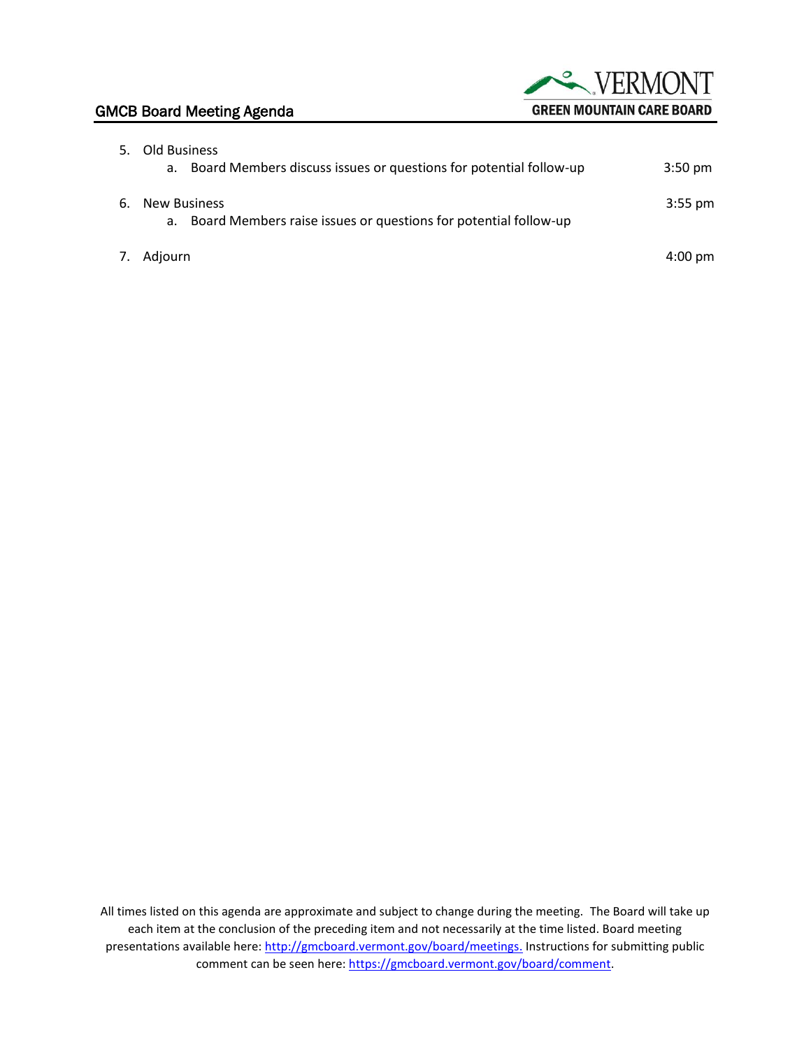5. Old Business
    a. Board Members discuss issues or questions for potential follow-up — 3:50 pm

6. New Business — 3:55 pm
    a. Board Members raise issues or questions for potential follow-up

7. Adjourn — 4:00 pm

All times listed on this agenda are approximate and subject to change during the meeting. The Board will take up each item at the conclusion of the preceding item and not necessarily at the time listed. Board meeting presentations available here: [http://gmcboard.vermont.gov/board/meetings.](http://gmcboard.vermont.gov/board/meetings) Instructions for submitting public comment can be seen here: [https://gmcboard.vermont.gov/board/comment](https://gmcboard.vermont.gov/board/comment).